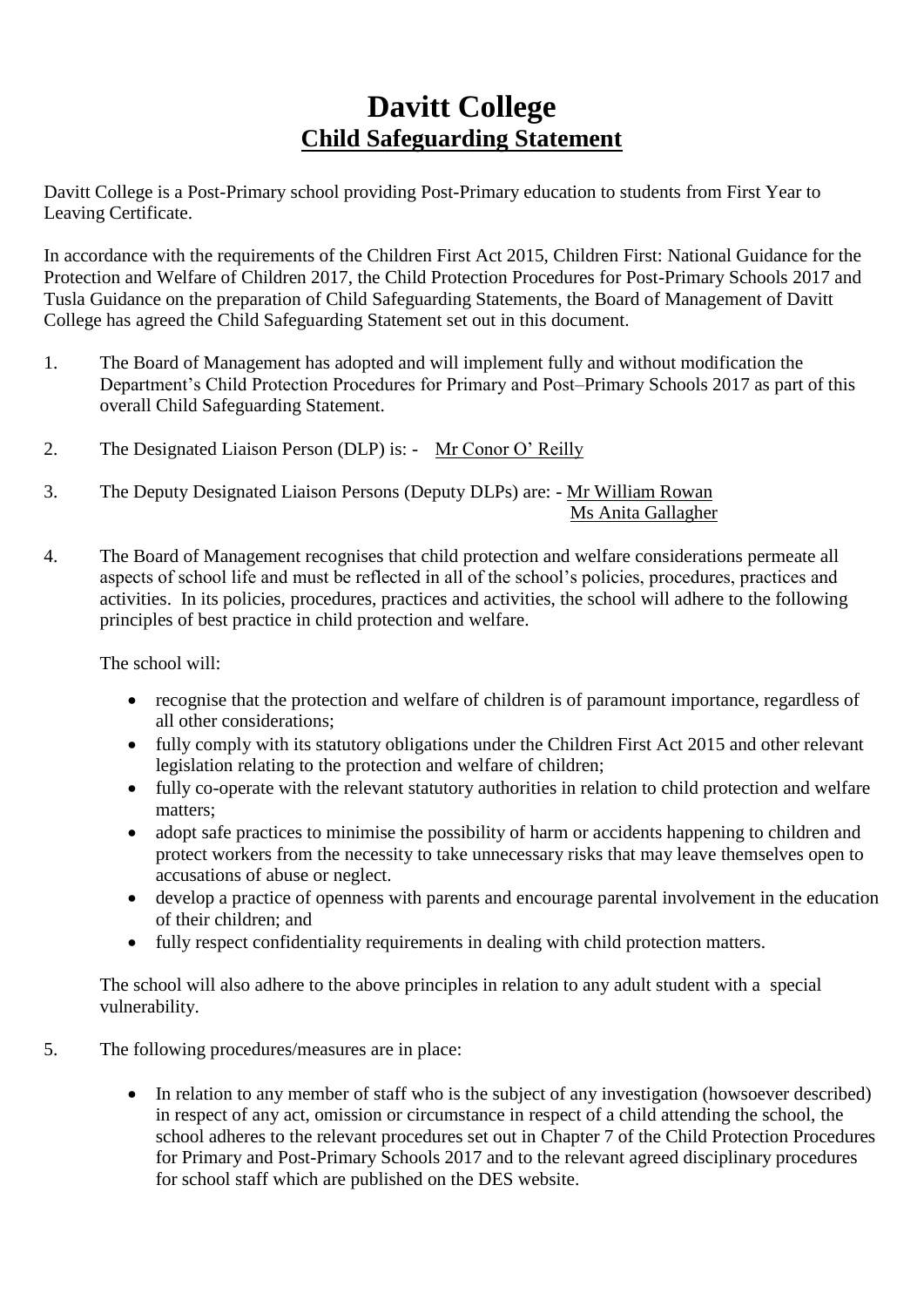# Davitt College

## Child Safeguarding Statement

Davitt College is a Post-Primary school providing Post-Primary education to students from First Year to Leaving Certificate.

In accordance with the requirements of the Children First Act 2015, Children First: National Guidance for the Protection and Welfare of Children 2017, the Child Protection Procedures for Post-Primary Schools 2017 and Tusla Guidance on the preparation of Child Safeguarding Statements, the Board of Management of Davitt College has agreed the Child Safeguarding Statement set out in this document.

1. The Board of Management has adopted and will implement fully and without modification the Department's Child Protection Procedures for Primary and Post–Primary Schools 2017 as part of this overall Child Safeguarding Statement.

2. The Designated Liaison Person (DLP) is: - Mr Conor O' Reilly

3. The Deputy Designated Liaison Persons (Deputy DLPs) are: - Mr William Rowan
   Ms Anita Gallagher

4. The Board of Management recognises that child protection and welfare considerations permeate all aspects of school life and must be reflected in all of the school's policies, procedures, practices and activities. In its policies, procedures, practices and activities, the school will adhere to the following principles of best practice in child protection and welfare.

   The school will:

   - recognise that the protection and welfare of children is of paramount importance, regardless of all other considerations;
   - fully comply with its statutory obligations under the Children First Act 2015 and other relevant legislation relating to the protection and welfare of children;
   - fully co-operate with the relevant statutory authorities in relation to child protection and welfare matters;
   - adopt safe practices to minimise the possibility of harm or accidents happening to children and protect workers from the necessity to take unnecessary risks that may leave themselves open to accusations of abuse or neglect.
   - develop a practice of openness with parents and encourage parental involvement in the education of their children; and
   - fully respect confidentiality requirements in dealing with child protection matters.

   The school will also adhere to the above principles in relation to any adult student with a special vulnerability.

5. The following procedures/measures are in place:

   - In relation to any member of staff who is the subject of any investigation (howsoever described) in respect of any act, omission or circumstance in respect of a child attending the school, the school adheres to the relevant procedures set out in Chapter 7 of the Child Protection Procedures for Primary and Post-Primary Schools 2017 and to the relevant agreed disciplinary procedures for school staff which are published on the DES website.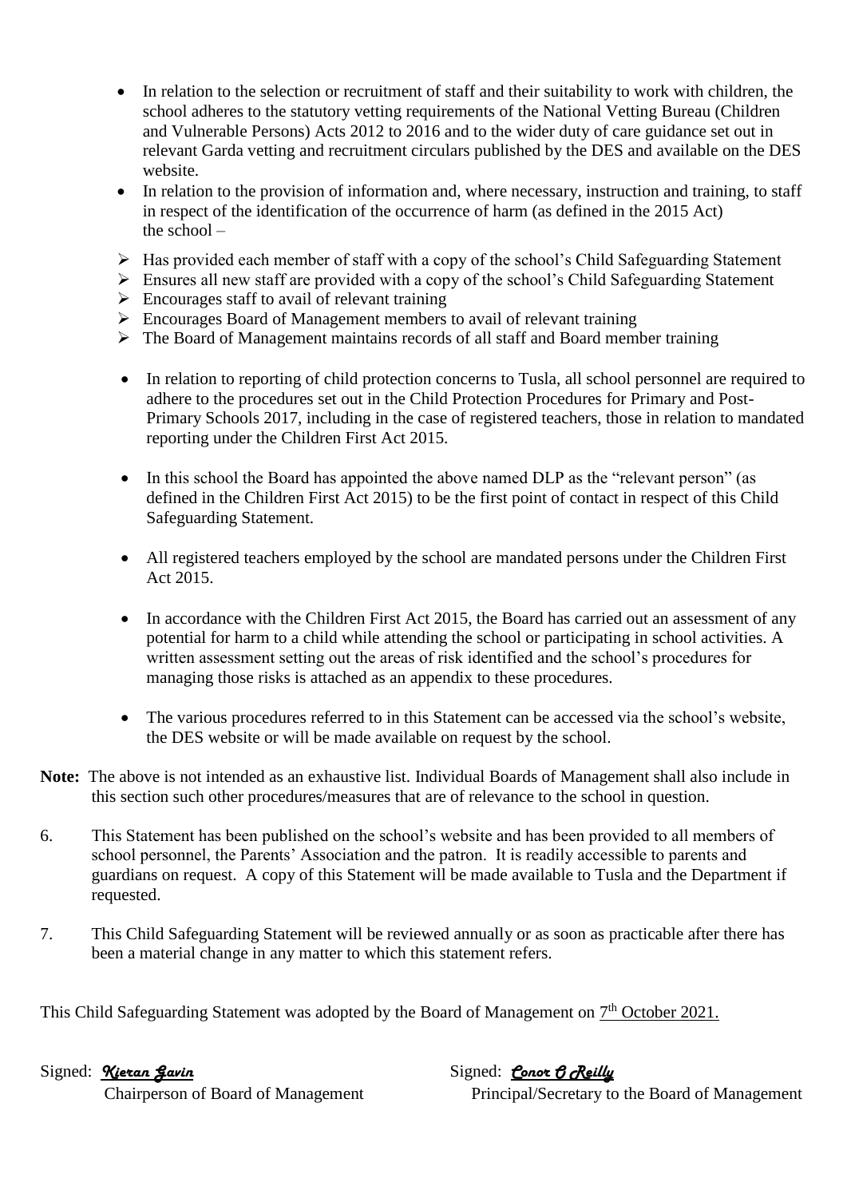- In relation to the selection or recruitment of staff and their suitability to work with children, the school adheres to the statutory vetting requirements of the National Vetting Bureau (Children and Vulnerable Persons) Acts 2012 to 2016 and to the wider duty of care guidance set out in relevant Garda vetting and recruitment circulars published by the DES and available on the DES website.
- In relation to the provision of information and, where necessary, instruction and training, to staff in respect of the identification of the occurrence of harm (as defined in the 2015 Act) the school –
  - Has provided each member of staff with a copy of the school's Child Safeguarding Statement
  - Ensures all new staff are provided with a copy of the school's Child Safeguarding Statement
  - Encourages staff to avail of relevant training
  - Encourages Board of Management members to avail of relevant training
  - The Board of Management maintains records of all staff and Board member training
- In relation to reporting of child protection concerns to Tusla, all school personnel are required to adhere to the procedures set out in the Child Protection Procedures for Primary and Post-Primary Schools 2017, including in the case of registered teachers, those in relation to mandated reporting under the Children First Act 2015.
- In this school the Board has appointed the above named DLP as the "relevant person" (as defined in the Children First Act 2015) to be the first point of contact in respect of this Child Safeguarding Statement.
- All registered teachers employed by the school are mandated persons under the Children First Act 2015.
- In accordance with the Children First Act 2015, the Board has carried out an assessment of any potential for harm to a child while attending the school or participating in school activities. A written assessment setting out the areas of risk identified and the school's procedures for managing those risks is attached as an appendix to these procedures.
- The various procedures referred to in this Statement can be accessed via the school's website, the DES website or will be made available on request by the school.

**Note:** The above is not intended as an exhaustive list. Individual Boards of Management shall also include in this section such other procedures/measures that are of relevance to the school in question.

6. This Statement has been published on the school's website and has been provided to all members of school personnel, the Parents' Association and the patron. It is readily accessible to parents and guardians on request. A copy of this Statement will be made available to Tusla and the Department if requested.

7. This Child Safeguarding Statement will be reviewed annually or as soon as practicable after there has been a material change in any matter to which this statement refers.

This Child Safeguarding Statement was adopted by the Board of Management on 7th October 2021.

Signed: *Kieran Gavin*
Chairperson of Board of Management

Signed: *Conor O Reilly*
Principal/Secretary to the Board of Management